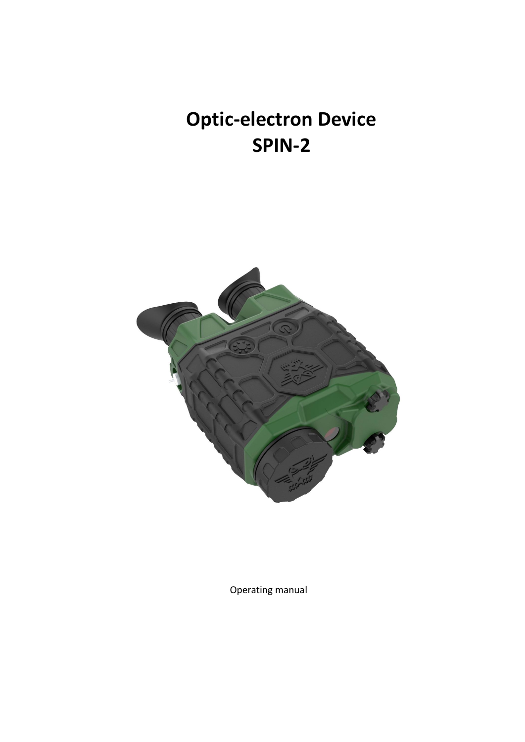# Optic-electron Device
# SPIN-2

Operating manual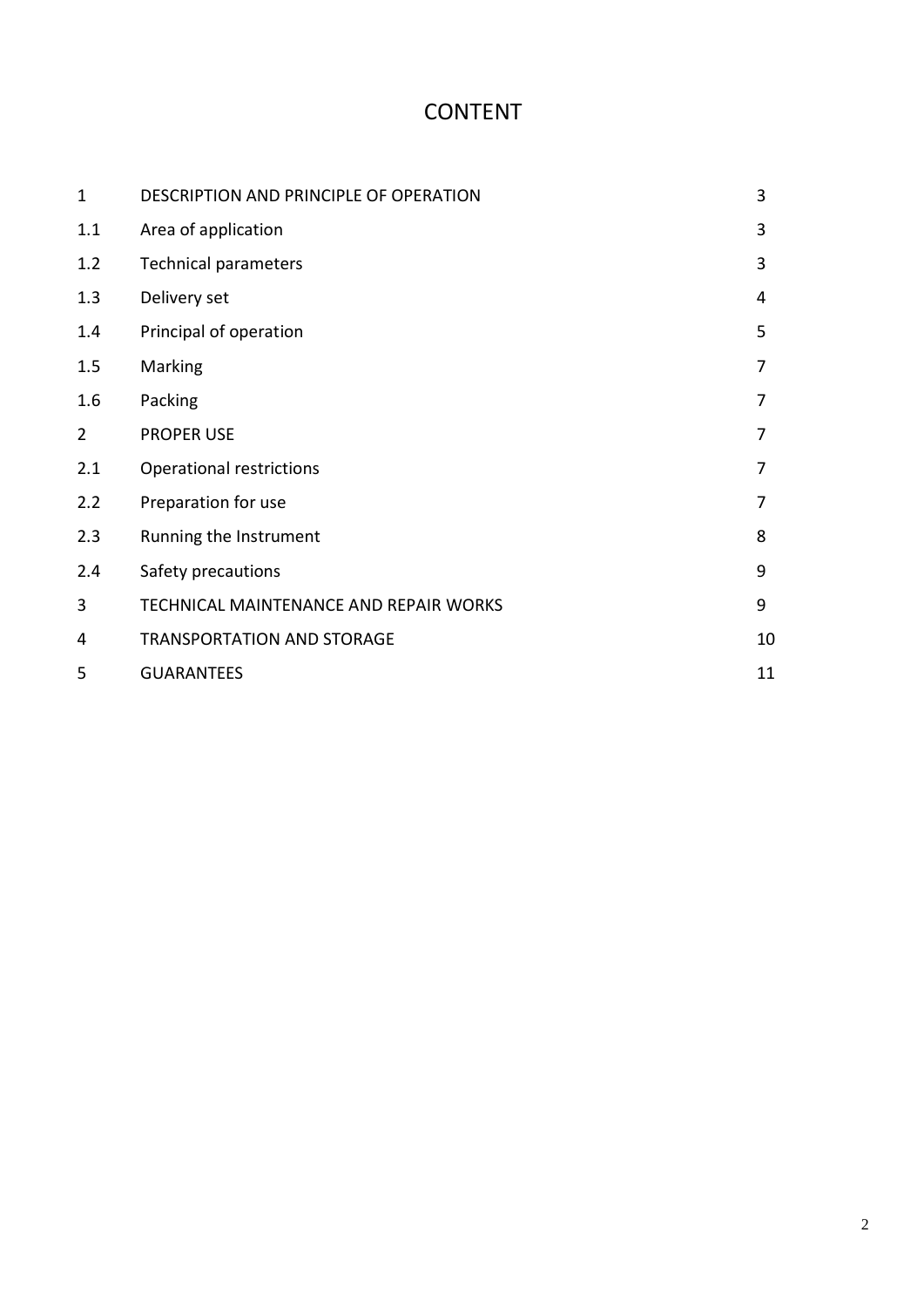# CONTENT

| | | |
|---|---|---|
| 1 | DESCRIPTION AND PRINCIPLE OF OPERATION | 3 |
| 1.1 | Area of application | 3 |
| 1.2 | Technical parameters | 3 |
| 1.3 | Delivery set | 4 |
| 1.4 | Principal of operation | 5 |
| 1.5 | Marking | 7 |
| 1.6 | Packing | 7 |
| 2 | PROPER USE | 7 |
| 2.1 | Operational restrictions | 7 |
| 2.2 | Preparation for use | 7 |
| 2.3 | Running the Instrument | 8 |
| 2.4 | Safety precautions | 9 |
| 3 | TECHNICAL MAINTENANCE AND REPAIR WORKS | 9 |
| 4 | TRANSPORTATION AND STORAGE | 10 |
| 5 | GUARANTEES | 11 |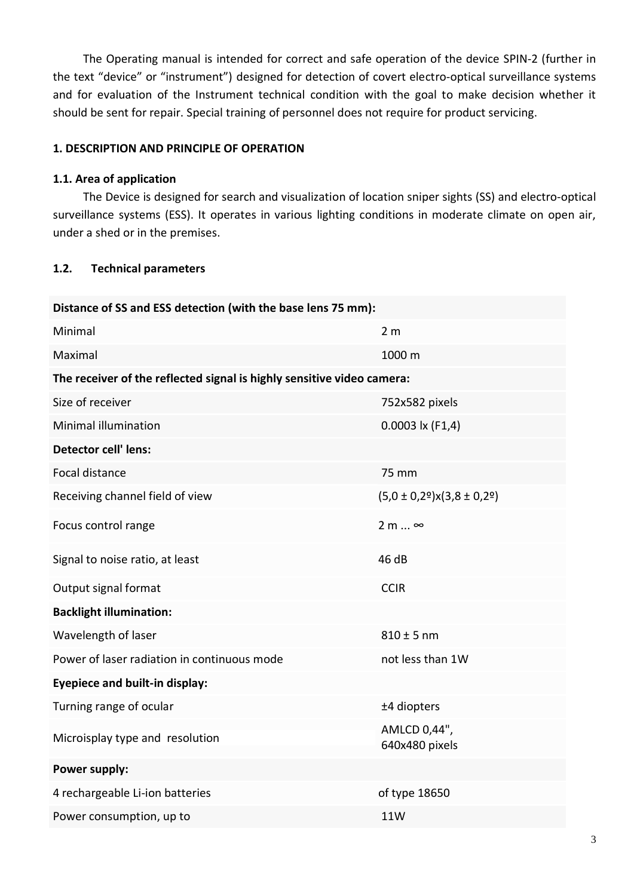The Operating manual is intended for correct and safe operation of the device SPIN-2 (further in the text “device” or “instrument”) designed for detection of covert electro-optical surveillance systems and for evaluation of the Instrument technical condition with the goal to make decision whether it should be sent for repair. Special training of personnel does not require for product servicing.

## 1. DESCRIPTION AND PRINCIPLE OF OPERATION

### 1.1. Area of application

The Device is designed for search and visualization of location sniper sights (SS) and electro-optical surveillance systems (ESS). It operates in various lighting conditions in moderate climate on open air, under a shed or in the premises.

### 1.2. Technical parameters

| **Distance of SS and ESS detection (with the base lens 75 mm):** | |
|---|---|
| Minimal | 2 m |
| Maximal | 1000 m |
| **The receiver of the reflected signal is highly sensitive video camera:** | |
| Size of receiver | 752x582 pixels |
| Minimal illumination | 0.0003 lx (F1,4) |
| **Detector cell' lens:** | |
| Focal distance | 75 mm |
| Receiving channel field of view | (5,0 ± 0,2º)x(3,8 ± 0,2º) |
| Focus control range | 2 m ... ∞ |
| Signal to noise ratio, at least | 46 dB |
| Output signal format | CCIR |
| **Backlight illumination:** | |
| Wavelength of laser | 810 ± 5 nm |
| Power of laser radiation in continuous mode | not less than 1W |
| **Eyepiece and built-in display:** | |
| Turning range of ocular | ±4 diopters |
| Microisplay type and resolution | AMLCD 0,44", 640x480 pixels |
| **Power supply:** | |
| 4 rechargeable Li-ion batteries | of type 18650 |
| Power consumption, up to | 11W |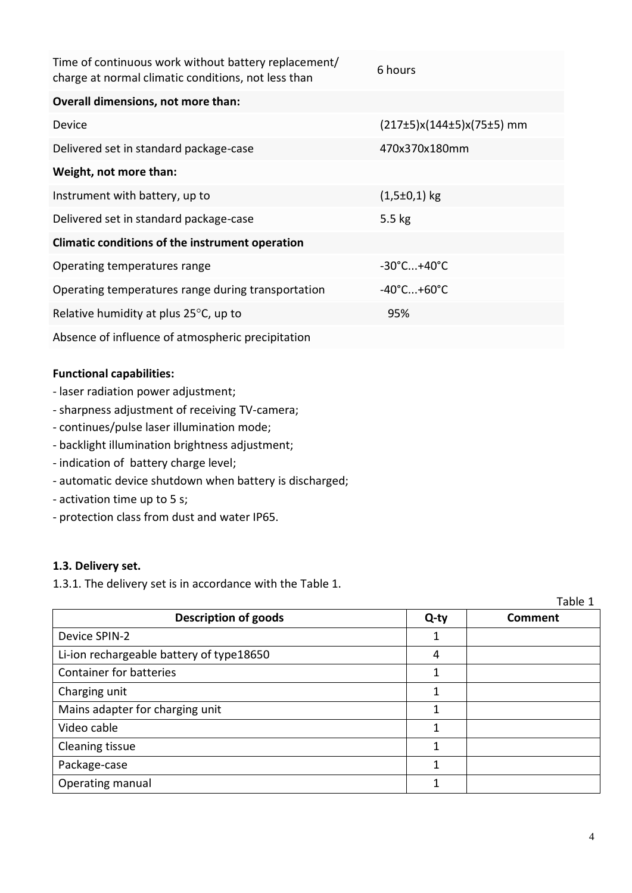| | |
|---|---|
| Time of continuous work without battery replacement/ charge at normal climatic conditions, not less than | 6 hours |
| **Overall dimensions, not more than:** | |
| Device | (217±5)x(144±5)x(75±5) mm |
| Delivered set in standard package-case | 470x370x180mm |
| **Weight, not more than:** | |
| Instrument with battery, up to | (1,5±0,1) kg |
| Delivered set in standard package-case | 5.5 kg |
| **Climatic conditions of the instrument operation** | |
| Operating temperatures range | -30°C...+40°C |
| Operating temperatures range during transportation | -40°C...+60°C |
| Relative humidity at plus 25°C, up to | 95% |
| Absence of influence of atmospheric precipitation | |

**Functional capabilities:**

- laser radiation power adjustment;
- sharpness adjustment of receiving TV-camera;
- continues/pulse laser illumination mode;
- backlight illumination brightness adjustment;
- indication of battery charge level;
- automatic device shutdown when battery is discharged;
- activation time up to 5 s;
- protection class from dust and water IP65.

**1.3. Delivery set.**

1.3.1. The delivery set is in accordance with the Table 1.

Table 1

| Description of goods | Q-ty | Comment |
|---|---|---|
| Device SPIN-2 | 1 | |
| Li-ion rechargeable battery of type18650 | 4 | |
| Container for batteries | 1 | |
| Charging unit | 1 | |
| Mains adapter for charging unit | 1 | |
| Video cable | 1 | |
| Cleaning tissue | 1 | |
| Package-case | 1 | |
| Operating manual | 1 | |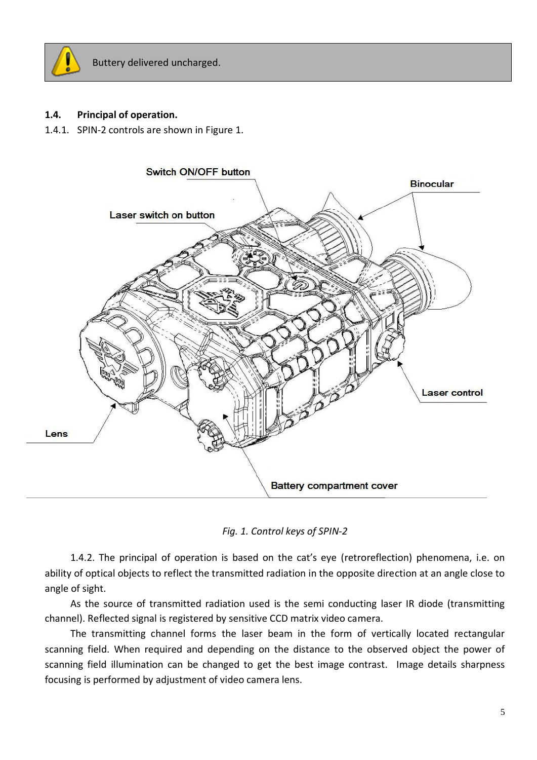> Buttery delivered uncharged.

**1.4. Principal of operation.**

1.4.1. SPIN-2 controls are shown in Figure 1.

*Fig. 1. Control keys of SPIN-2*

1.4.2. The principal of operation is based on the cat's eye (retroreflection) phenomena, i.e. on ability of optical objects to reflect the transmitted radiation in the opposite direction at an angle close to angle of sight.

As the source of transmitted radiation used is the semi conducting laser IR diode (transmitting channel). Reflected signal is registered by sensitive CCD matrix video camera.

The transmitting channel forms the laser beam in the form of vertically located rectangular scanning field. When required and depending on the distance to the observed object the power of scanning field illumination can be changed to get the best image contrast. Image details sharpness focusing is performed by adjustment of video camera lens.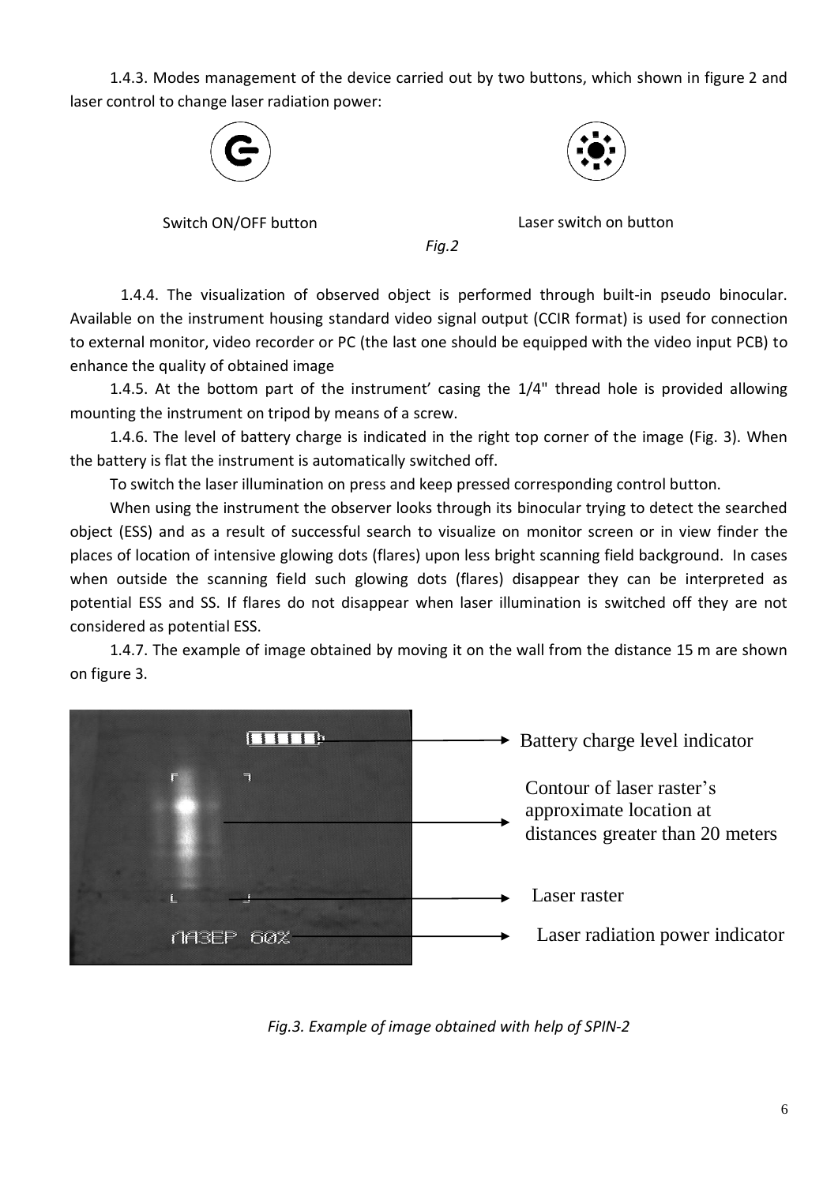1.4.3. Modes management of the device carried out by two buttons, which shown in figure 2 and laser control to change laser radiation power:

Switch ON/OFF button

Laser switch on button

*Fig.2*

1.4.4. The visualization of observed object is performed through built-in pseudo binocular. Available on the instrument housing standard video signal output (CCIR format) is used for connection to external monitor, video recorder or PC (the last one should be equipped with the video input PCB) to enhance the quality of obtained image

1.4.5. At the bottom part of the instrument' casing the 1/4" thread hole is provided allowing mounting the instrument on tripod by means of a screw.

1.4.6. The level of battery charge is indicated in the right top corner of the image (Fig. 3). When the battery is flat the instrument is automatically switched off.

To switch the laser illumination on press and keep pressed corresponding control button.

When using the instrument the observer looks through its binocular trying to detect the searched object (ESS) and as a result of successful search to visualize on monitor screen or in view finder the places of location of intensive glowing dots (flares) upon less bright scanning field background. In cases when outside the scanning field such glowing dots (flares) disappear they can be interpreted as potential ESS and SS. If flares do not disappear when laser illumination is switched off they are not considered as potential ESS.

1.4.7. The example of image obtained by moving it on the wall from the distance 15 m are shown on figure 3.

Battery charge level indicator

Contour of laser raster's approximate location at distances greater than 20 meters

Laser raster

Laser radiation power indicator

ЛАЗЕР 60%

*Fig.3. Example of image obtained with help of SPIN-2*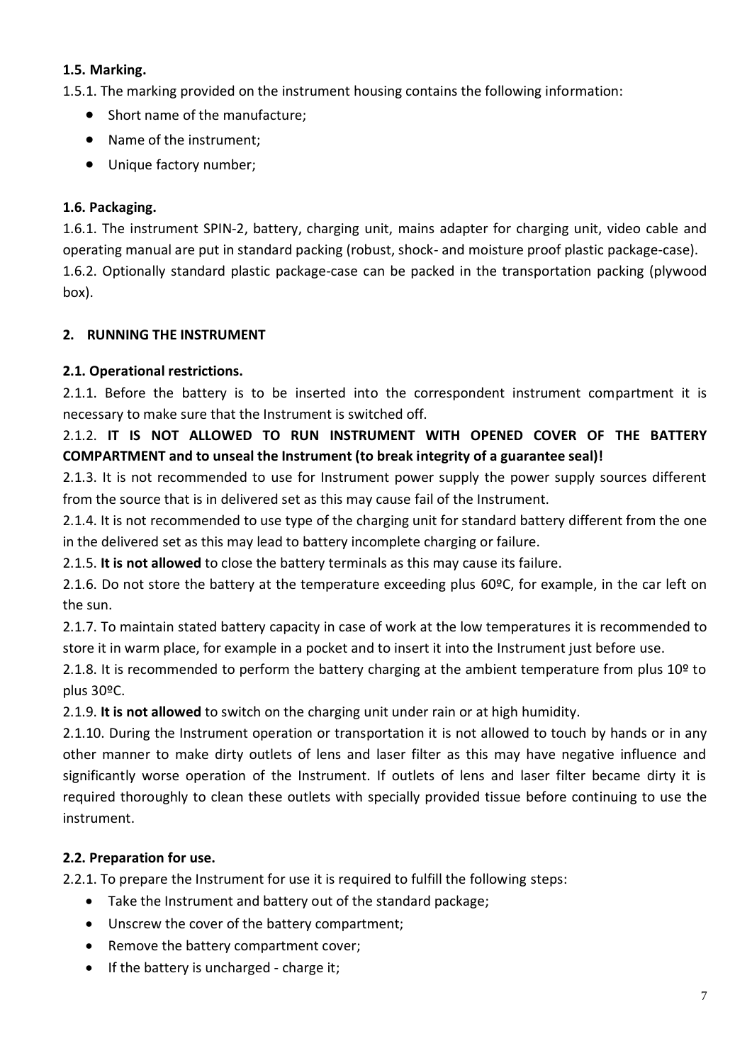### 1.5. Marking.

1.5.1. The marking provided on the instrument housing contains the following information:

- Short name of the manufacture;
- Name of the instrument;
- Unique factory number;

### 1.6. Packaging.

1.6.1. The instrument SPIN-2, battery, charging unit, mains adapter for charging unit, video cable and operating manual are put in standard packing (robust, shock- and moisture proof plastic package-case).

1.6.2. Optionally standard plastic package-case can be packed in the transportation packing (plywood box).

## 2. RUNNING THE INSTRUMENT

### 2.1. Operational restrictions.

2.1.1. Before the battery is to be inserted into the correspondent instrument compartment it is necessary to make sure that the Instrument is switched off.

2.1.2. **IT IS NOT ALLOWED TO RUN INSTRUMENT WITH OPENED COVER OF THE BATTERY COMPARTMENT and to unseal the Instrument (to break integrity of a guarantee seal)!**

2.1.3. It is not recommended to use for Instrument power supply the power supply sources different from the source that is in delivered set as this may cause fail of the Instrument.

2.1.4. It is not recommended to use type of the charging unit for standard battery different from the one in the delivered set as this may lead to battery incomplete charging or failure.

2.1.5. **It is not allowed** to close the battery terminals as this may cause its failure.

2.1.6. Do not store the battery at the temperature exceeding plus 60ºC, for example, in the car left on the sun.

2.1.7. To maintain stated battery capacity in case of work at the low temperatures it is recommended to store it in warm place, for example in a pocket and to insert it into the Instrument just before use.

2.1.8. It is recommended to perform the battery charging at the ambient temperature from plus 10º to plus 30ºC.

2.1.9. **It is not allowed** to switch on the charging unit under rain or at high humidity.

2.1.10. During the Instrument operation or transportation it is not allowed to touch by hands or in any other manner to make dirty outlets of lens and laser filter as this may have negative influence and significantly worse operation of the Instrument. If outlets of lens and laser filter became dirty it is required thoroughly to clean these outlets with specially provided tissue before continuing to use the instrument.

### 2.2. Preparation for use.

2.2.1. To prepare the Instrument for use it is required to fulfill the following steps:

- Take the Instrument and battery out of the standard package;
- Unscrew the cover of the battery compartment;
- Remove the battery compartment cover;
- If the battery is uncharged - charge it;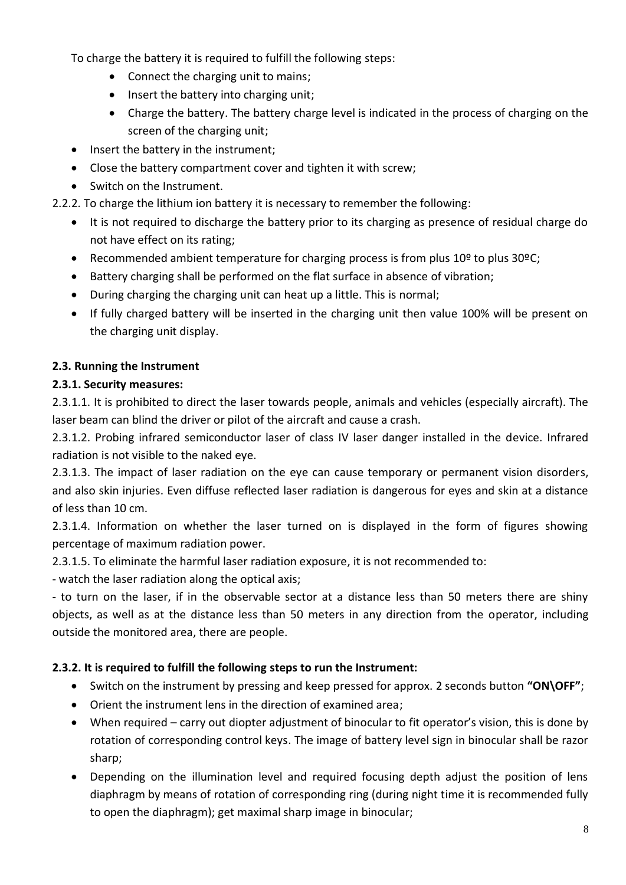To charge the battery it is required to fulfill the following steps:

- Connect the charging unit to mains;
- Insert the battery into charging unit;
- Charge the battery. The battery charge level is indicated in the process of charging on the screen of the charging unit;

- Insert the battery in the instrument;
- Close the battery compartment cover and tighten it with screw;
- Switch on the Instrument.

2.2.2. To charge the lithium ion battery it is necessary to remember the following:

- It is not required to discharge the battery prior to its charging as presence of residual charge do not have effect on its rating;
- Recommended ambient temperature for charging process is from plus 10º to plus 30ºC;
- Battery charging shall be performed on the flat surface in absence of vibration;
- During charging the charging unit can heat up a little. This is normal;
- If fully charged battery will be inserted in the charging unit then value 100% will be present on the charging unit display.

**2.3. Running the Instrument**

**2.3.1. Security measures:**

2.3.1.1. It is prohibited to direct the laser towards people, animals and vehicles (especially aircraft). The laser beam can blind the driver or pilot of the aircraft and cause a crash.

2.3.1.2. Probing infrared semiconductor laser of class IV laser danger installed in the device. Infrared radiation is not visible to the naked eye.

2.3.1.3. The impact of laser radiation on the eye can cause temporary or permanent vision disorders, and also skin injuries. Even diffuse reflected laser radiation is dangerous for eyes and skin at a distance of less than 10 cm.

2.3.1.4. Information on whether the laser turned on is displayed in the form of figures showing percentage of maximum radiation power.

2.3.1.5. To eliminate the harmful laser radiation exposure, it is not recommended to:

- watch the laser radiation along the optical axis;

- to turn on the laser, if in the observable sector at a distance less than 50 meters there are shiny objects, as well as at the distance less than 50 meters in any direction from the operator, including outside the monitored area, there are people.

**2.3.2. It is required to fulfill the following steps to run the Instrument:**

- Switch on the instrument by pressing and keep pressed for approx. 2 seconds button **"ON\OFF"**;
- Orient the instrument lens in the direction of examined area;
- When required – carry out diopter adjustment of binocular to fit operator's vision, this is done by rotation of corresponding control keys. The image of battery level sign in binocular shall be razor sharp;
- Depending on the illumination level and required focusing depth adjust the position of lens diaphragm by means of rotation of corresponding ring (during night time it is recommended fully to open the diaphragm); get maximal sharp image in binocular;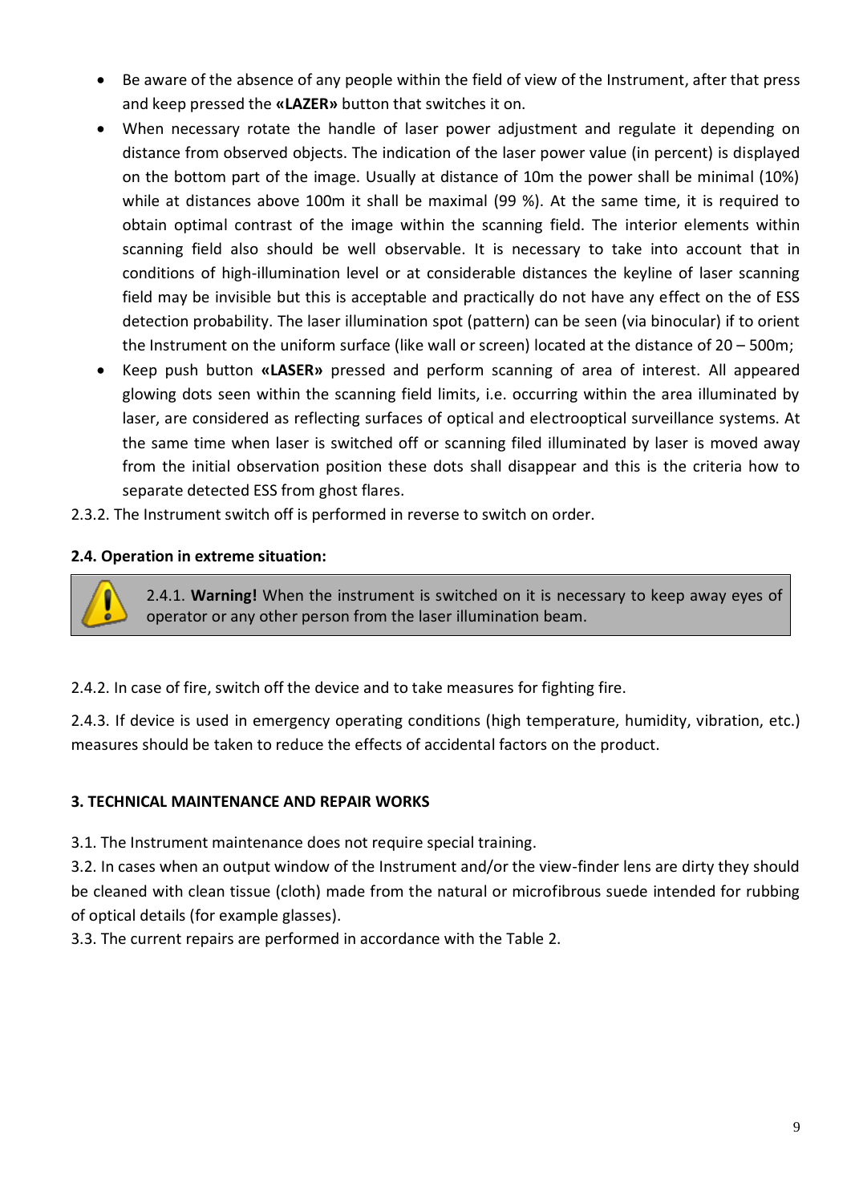- Be aware of the absence of any people within the field of view of the Instrument, after that press and keep pressed the **«LAZER»** button that switches it on.
- When necessary rotate the handle of laser power adjustment and regulate it depending on distance from observed objects. The indication of the laser power value (in percent) is displayed on the bottom part of the image. Usually at distance of 10m the power shall be minimal (10%) while at distances above 100m it shall be maximal (99 %). At the same time, it is required to obtain optimal contrast of the image within the scanning field. The interior elements within scanning field also should be well observable. It is necessary to take into account that in conditions of high-illumination level or at considerable distances the keyline of laser scanning field may be invisible but this is acceptable and practically do not have any effect on the of ESS detection probability. The laser illumination spot (pattern) can be seen (via binocular) if to orient the Instrument on the uniform surface (like wall or screen) located at the distance of 20 – 500m;
- Keep push button **«LASER»** pressed and perform scanning of area of interest. All appeared glowing dots seen within the scanning field limits, i.e. occurring within the area illuminated by laser, are considered as reflecting surfaces of optical and electrooptical surveillance systems. At the same time when laser is switched off or scanning filed illuminated by laser is moved away from the initial observation position these dots shall disappear and this is the criteria how to separate detected ESS from ghost flares.

2.3.2. The Instrument switch off is performed in reverse to switch on order.

**2.4. Operation in extreme situation:**

> 2.4.1. **Warning!** When the instrument is switched on it is necessary to keep away eyes of operator or any other person from the laser illumination beam.

2.4.2. In case of fire, switch off the device and to take measures for fighting fire.

2.4.3. If device is used in emergency operating conditions (high temperature, humidity, vibration, etc.) measures should be taken to reduce the effects of accidental factors on the product.

**3. TECHNICAL MAINTENANCE AND REPAIR WORKS**

3.1. The Instrument maintenance does not require special training.

3.2. In cases when an output window of the Instrument and/or the view-finder lens are dirty they should be cleaned with clean tissue (cloth) made from the natural or microfibrous suede intended for rubbing of optical details (for example glasses).

3.3. The current repairs are performed in accordance with the Table 2.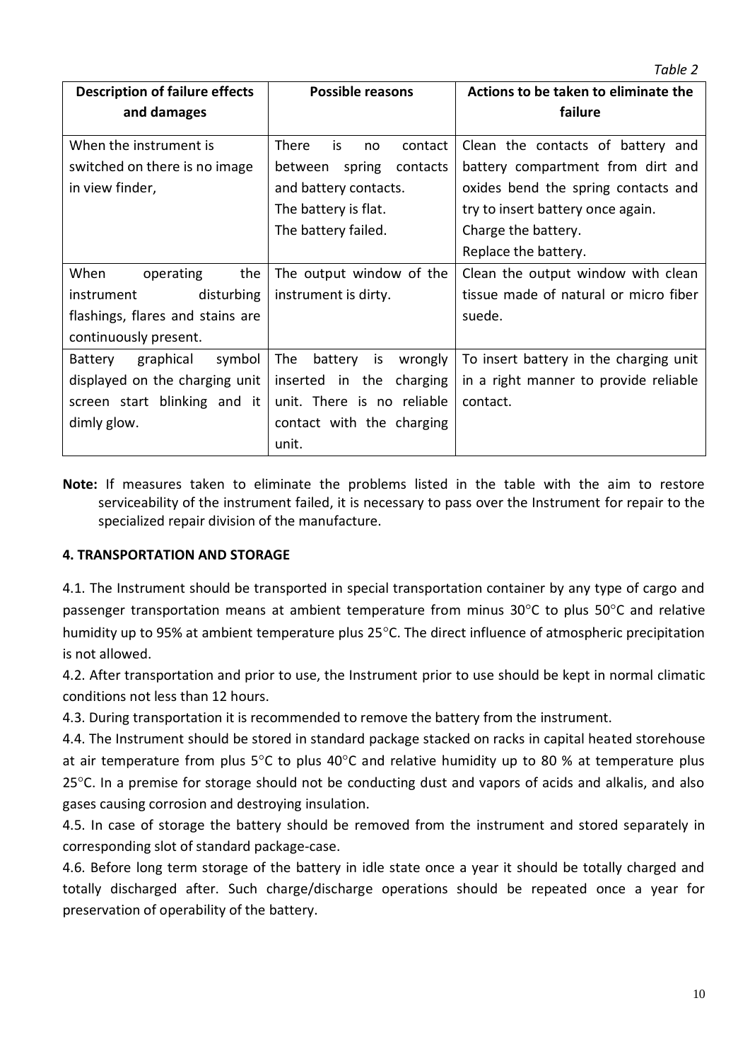*Table 2*

| Description of failure effects and damages | Possible reasons | Actions to be taken to eliminate the failure |
|---|---|---|
| When the instrument is switched on there is no image in view finder, | There is no contact between spring contacts and battery contacts.<br>The battery is flat.<br>The battery failed. | Clean the contacts of battery and battery compartment from dirt and oxides bend the spring contacts and try to insert battery once again.<br>Charge the battery.<br>Replace the battery. |
| When operating the instrument disturbing flashings, flares and stains are continuously present. | The output window of the instrument is dirty. | Clean the output window with clean tissue made of natural or micro fiber suede. |
| Battery graphical symbol displayed on the charging unit screen start blinking and it dimly glow. | The battery is wrongly inserted in the charging unit. There is no reliable contact with the charging unit. | To insert battery in the charging unit in a right manner to provide reliable contact. |

**Note:** If measures taken to eliminate the problems listed in the table with the aim to restore serviceability of the instrument failed, it is necessary to pass over the Instrument for repair to the specialized repair division of the manufacture.

## 4. TRANSPORTATION AND STORAGE

4.1. The Instrument should be transported in special transportation container by any type of cargo and passenger transportation means at ambient temperature from minus 30°C to plus 50°C and relative humidity up to 95% at ambient temperature plus 25°C. The direct influence of atmospheric precipitation is not allowed.

4.2. After transportation and prior to use, the Instrument prior to use should be kept in normal climatic conditions not less than 12 hours.

4.3. During transportation it is recommended to remove the battery from the instrument.

4.4. The Instrument should be stored in standard package stacked on racks in capital heated storehouse at air temperature from plus 5°C to plus 40°C and relative humidity up to 80 % at temperature plus 25°C. In a premise for storage should not be conducting dust and vapors of acids and alkalis, and also gases causing corrosion and destroying insulation.

4.5. In case of storage the battery should be removed from the instrument and stored separately in corresponding slot of standard package-case.

4.6. Before long term storage of the battery in idle state once a year it should be totally charged and totally discharged after. Such charge/discharge operations should be repeated once a year for preservation of operability of the battery.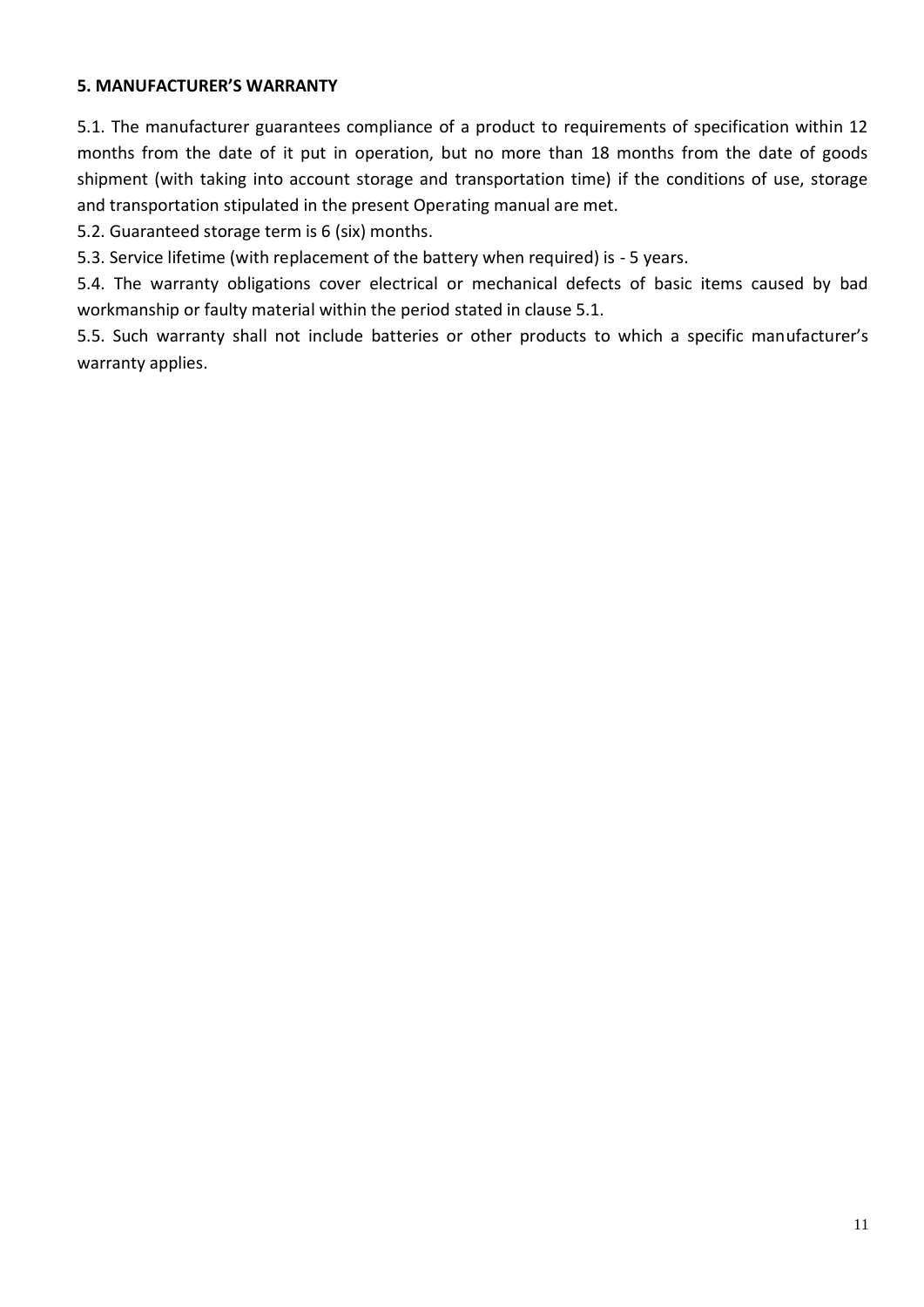### 5. MANUFACTURER'S WARRANTY

5.1. The manufacturer guarantees compliance of a product to requirements of specification within 12 months from the date of it put in operation, but no more than 18 months from the date of goods shipment (with taking into account storage and transportation time) if the conditions of use, storage and transportation stipulated in the present Operating manual are met.

5.2. Guaranteed storage term is 6 (six) months.

5.3. Service lifetime (with replacement of the battery when required) is - 5 years.

5.4. The warranty obligations cover electrical or mechanical defects of basic items caused by bad workmanship or faulty material within the period stated in clause 5.1.

5.5. Such warranty shall not include batteries or other products to which a specific manufacturer's warranty applies.